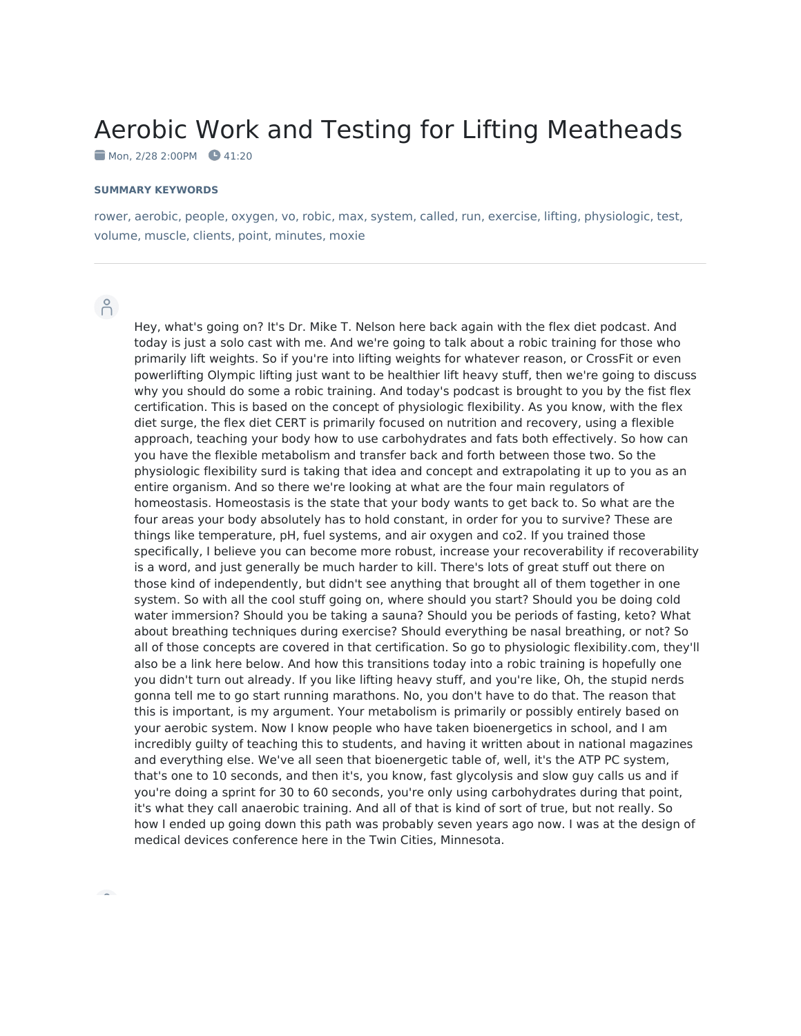# Aerobic Work and Testing for Lifting Meatheads

Mon, 2/28 2:00PM 41:20

**SUMMARY KEYWORDS**

rower, aerobic, people, oxygen, vo, robic, max, system, called, run, exercise, lifting, physiologic, test, volume, muscle, clients, point, minutes, moxie

---

Hey, what's going on? It's Dr. Mike T. Nelson here back again with the flex diet podcast. And today is just a solo cast with me. And we're going to talk about a robic training for those who primarily lift weights. So if you're into lifting weights for whatever reason, or CrossFit or even powerlifting Olympic lifting just want to be healthier lift heavy stuff, then we're going to discuss why you should do some a robic training. And today's podcast is brought to you by the fist flex certification. This is based on the concept of physiologic flexibility. As you know, with the flex diet surge, the flex diet CERT is primarily focused on nutrition and recovery, using a flexible approach, teaching your body how to use carbohydrates and fats both effectively. So how can you have the flexible metabolism and transfer back and forth between those two. So the physiologic flexibility surd is taking that idea and concept and extrapolating it up to you as an entire organism. And so there we're looking at what are the four main regulators of homeostasis. Homeostasis is the state that your body wants to get back to. So what are the four areas your body absolutely has to hold constant, in order for you to survive? These are things like temperature, pH, fuel systems, and air oxygen and co2. If you trained those specifically, I believe you can become more robust, increase your recoverability if recoverability is a word, and just generally be much harder to kill. There's lots of great stuff out there on those kind of independently, but didn't see anything that brought all of them together in one system. So with all the cool stuff going on, where should you start? Should you be doing cold water immersion? Should you be taking a sauna? Should you be periods of fasting, keto? What about breathing techniques during exercise? Should everything be nasal breathing, or not? So all of those concepts are covered in that certification. So go to physiologic flexibility.com, they'll also be a link here below. And how this transitions today into a robic training is hopefully one you didn't turn out already. If you like lifting heavy stuff, and you're like, Oh, the stupid nerds gonna tell me to go start running marathons. No, you don't have to do that. The reason that this is important, is my argument. Your metabolism is primarily or possibly entirely based on your aerobic system. Now I know people who have taken bioenergetics in school, and I am incredibly guilty of teaching this to students, and having it written about in national magazines and everything else. We've all seen that bioenergetic table of, well, it's the ATP PC system, that's one to 10 seconds, and then it's, you know, fast glycolysis and slow guy calls us and if you're doing a sprint for 30 to 60 seconds, you're only using carbohydrates during that point, it's what they call anaerobic training. And all of that is kind of sort of true, but not really. So how I ended up going down this path was probably seven years ago now. I was at the design of medical devices conference here in the Twin Cities, Minnesota.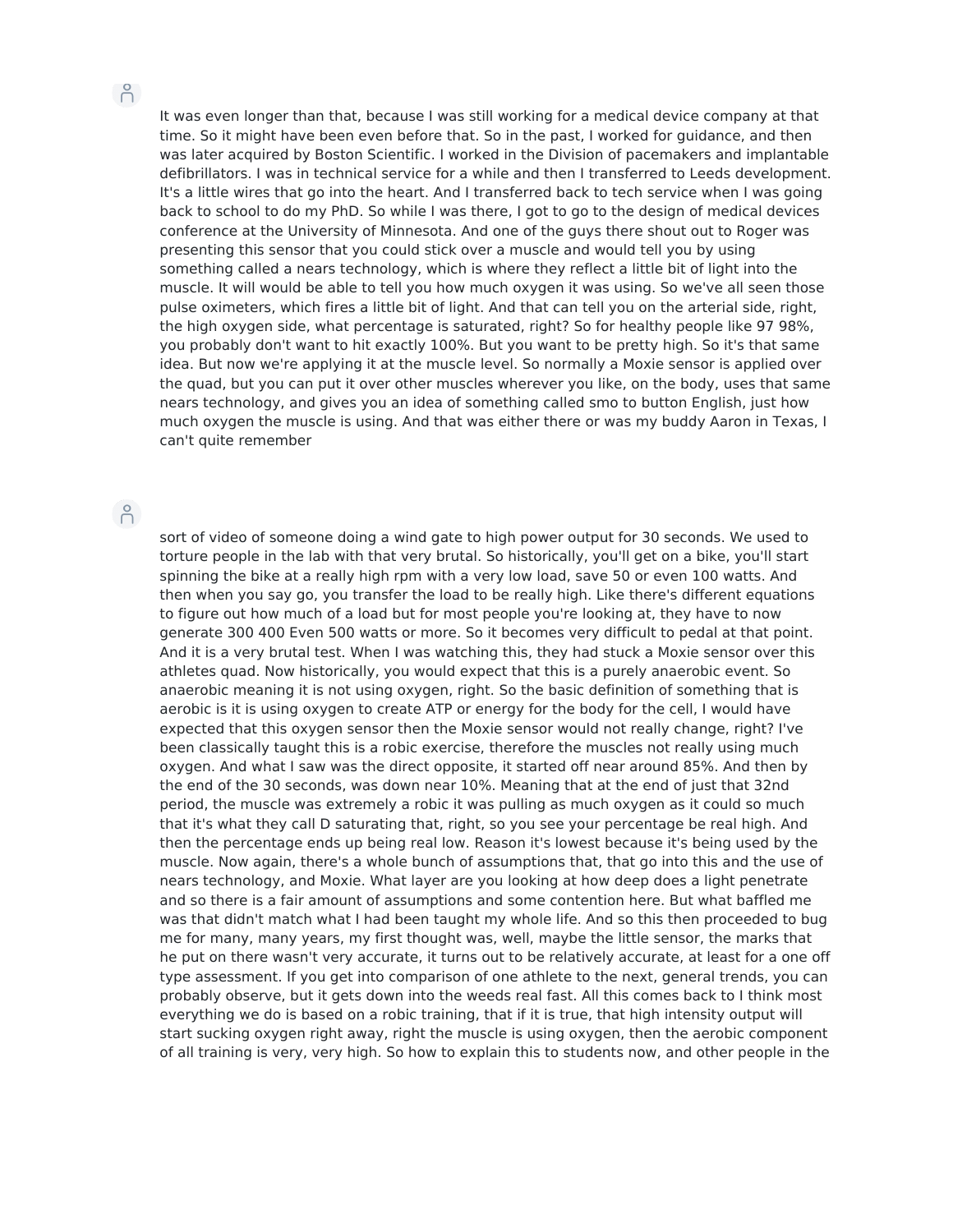It was even longer than that, because I was still working for a medical device company at that time. So it might have been even before that. So in the past, I worked for guidance, and then was later acquired by Boston Scientific. I worked in the Division of pacemakers and implantable defibrillators. I was in technical service for a while and then I transferred to Leeds development. It's a little wires that go into the heart. And I transferred back to tech service when I was going back to school to do my PhD. So while I was there, I got to go to the design of medical devices conference at the University of Minnesota. And one of the guys there shout out to Roger was presenting this sensor that you could stick over a muscle and would tell you by using something called a nears technology, which is where they reflect a little bit of light into the muscle. It will would be able to tell you how much oxygen it was using. So we've all seen those pulse oximeters, which fires a little bit of light. And that can tell you on the arterial side, right, the high oxygen side, what percentage is saturated, right? So for healthy people like 97 98%, you probably don't want to hit exactly 100%. But you want to be pretty high. So it's that same idea. But now we're applying it at the muscle level. So normally a Moxie sensor is applied over the quad, but you can put it over other muscles wherever you like, on the body, uses that same nears technology, and gives you an idea of something called smo to button English, just how much oxygen the muscle is using. And that was either there or was my buddy Aaron in Texas, I can't quite remember

sort of video of someone doing a wind gate to high power output for 30 seconds. We used to torture people in the lab with that very brutal. So historically, you'll get on a bike, you'll start spinning the bike at a really high rpm with a very low load, save 50 or even 100 watts. And then when you say go, you transfer the load to be really high. Like there's different equations to figure out how much of a load but for most people you're looking at, they have to now generate 300 400 Even 500 watts or more. So it becomes very difficult to pedal at that point. And it is a very brutal test. When I was watching this, they had stuck a Moxie sensor over this athletes quad. Now historically, you would expect that this is a purely anaerobic event. So anaerobic meaning it is not using oxygen, right. So the basic definition of something that is aerobic is it is using oxygen to create ATP or energy for the body for the cell, I would have expected that this oxygen sensor then the Moxie sensor would not really change, right? I've been classically taught this is a robic exercise, therefore the muscles not really using much oxygen. And what I saw was the direct opposite, it started off near around 85%. And then by the end of the 30 seconds, was down near 10%. Meaning that at the end of just that 32nd period, the muscle was extremely a robic it was pulling as much oxygen as it could so much that it's what they call D saturating that, right, so you see your percentage be real high. And then the percentage ends up being real low. Reason it's lowest because it's being used by the muscle. Now again, there's a whole bunch of assumptions that, that go into this and the use of nears technology, and Moxie. What layer are you looking at how deep does a light penetrate and so there is a fair amount of assumptions and some contention here. But what baffled me was that didn't match what I had been taught my whole life. And so this then proceeded to bug me for many, many years, my first thought was, well, maybe the little sensor, the marks that he put on there wasn't very accurate, it turns out to be relatively accurate, at least for a one off type assessment. If you get into comparison of one athlete to the next, general trends, you can probably observe, but it gets down into the weeds real fast. All this comes back to I think most everything we do is based on a robic training, that if it is true, that high intensity output will start sucking oxygen right away, right the muscle is using oxygen, then the aerobic component of all training is very, very high. So how to explain this to students now, and other people in the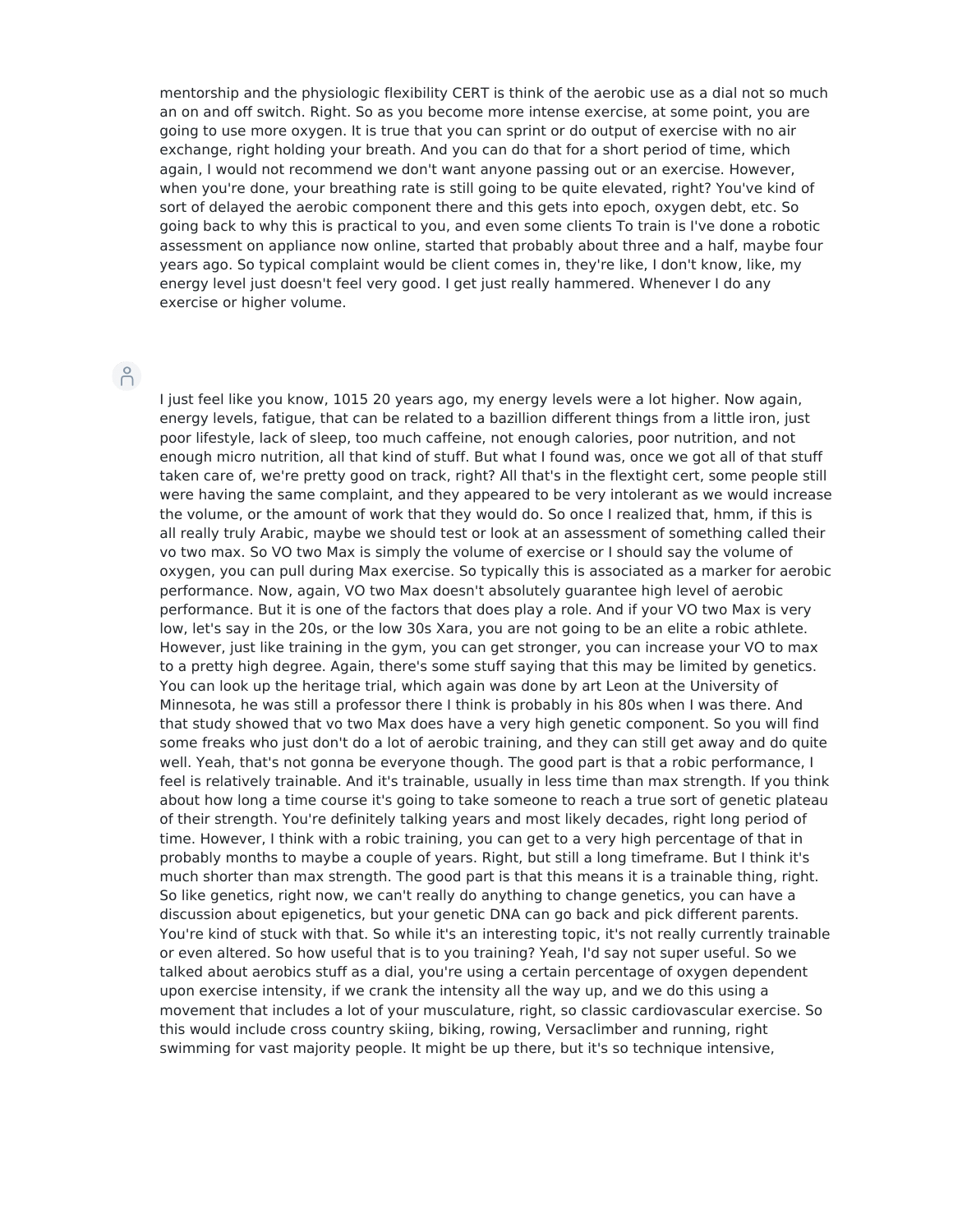mentorship and the physiologic flexibility CERT is think of the aerobic use as a dial not so much an on and off switch. Right. So as you become more intense exercise, at some point, you are going to use more oxygen. It is true that you can sprint or do output of exercise with no air exchange, right holding your breath. And you can do that for a short period of time, which again, I would not recommend we don't want anyone passing out or an exercise. However, when you're done, your breathing rate is still going to be quite elevated, right? You've kind of sort of delayed the aerobic component there and this gets into epoch, oxygen debt, etc. So going back to why this is practical to you, and even some clients To train is I've done a robotic assessment on appliance now online, started that probably about three and a half, maybe four years ago. So typical complaint would be client comes in, they're like, I don't know, like, my energy level just doesn't feel very good. I get just really hammered. Whenever I do any exercise or higher volume.

I just feel like you know, 1015 20 years ago, my energy levels were a lot higher. Now again, energy levels, fatigue, that can be related to a bazillion different things from a little iron, just poor lifestyle, lack of sleep, too much caffeine, not enough calories, poor nutrition, and not enough micro nutrition, all that kind of stuff. But what I found was, once we got all of that stuff taken care of, we're pretty good on track, right? All that's in the flextight cert, some people still were having the same complaint, and they appeared to be very intolerant as we would increase the volume, or the amount of work that they would do. So once I realized that, hmm, if this is all really truly Arabic, maybe we should test or look at an assessment of something called their vo two max. So VO two Max is simply the volume of exercise or I should say the volume of oxygen, you can pull during Max exercise. So typically this is associated as a marker for aerobic performance. Now, again, VO two Max doesn't absolutely guarantee high level of aerobic performance. But it is one of the factors that does play a role. And if your VO two Max is very low, let's say in the 20s, or the low 30s Xara, you are not going to be an elite a robic athlete. However, just like training in the gym, you can get stronger, you can increase your VO to max to a pretty high degree. Again, there's some stuff saying that this may be limited by genetics. You can look up the heritage trial, which again was done by art Leon at the University of Minnesota, he was still a professor there I think is probably in his 80s when I was there. And that study showed that vo two Max does have a very high genetic component. So you will find some freaks who just don't do a lot of aerobic training, and they can still get away and do quite well. Yeah, that's not gonna be everyone though. The good part is that a robic performance, I feel is relatively trainable. And it's trainable, usually in less time than max strength. If you think about how long a time course it's going to take someone to reach a true sort of genetic plateau of their strength. You're definitely talking years and most likely decades, right long period of time. However, I think with a robic training, you can get to a very high percentage of that in probably months to maybe a couple of years. Right, but still a long timeframe. But I think it's much shorter than max strength. The good part is that this means it is a trainable thing, right. So like genetics, right now, we can't really do anything to change genetics, you can have a discussion about epigenetics, but your genetic DNA can go back and pick different parents. You're kind of stuck with that. So while it's an interesting topic, it's not really currently trainable or even altered. So how useful that is to you training? Yeah, I'd say not super useful. So we talked about aerobics stuff as a dial, you're using a certain percentage of oxygen dependent upon exercise intensity, if we crank the intensity all the way up, and we do this using a movement that includes a lot of your musculature, right, so classic cardiovascular exercise. So this would include cross country skiing, biking, rowing, Versaclimber and running, right swimming for vast majority people. It might be up there, but it's so technique intensive,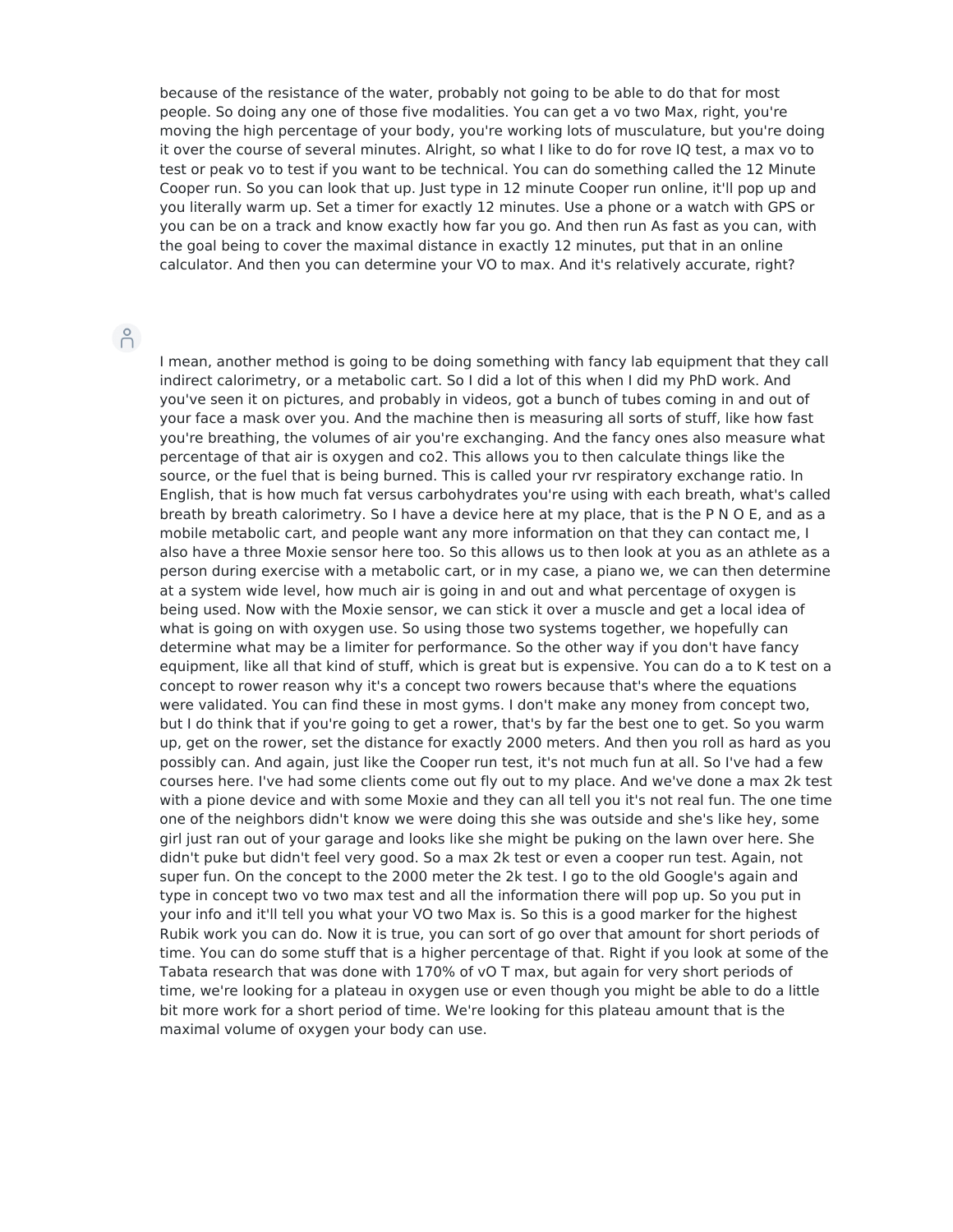because of the resistance of the water, probably not going to be able to do that for most people. So doing any one of those five modalities. You can get a vo two Max, right, you're moving the high percentage of your body, you're working lots of musculature, but you're doing it over the course of several minutes. Alright, so what I like to do for rove IQ test, a max vo to test or peak vo to test if you want to be technical. You can do something called the 12 Minute Cooper run. So you can look that up. Just type in 12 minute Cooper run online, it'll pop up and you literally warm up. Set a timer for exactly 12 minutes. Use a phone or a watch with GPS or you can be on a track and know exactly how far you go. And then run As fast as you can, with the goal being to cover the maximal distance in exactly 12 minutes, put that in an online calculator. And then you can determine your VO to max. And it's relatively accurate, right?

I mean, another method is going to be doing something with fancy lab equipment that they call indirect calorimetry, or a metabolic cart. So I did a lot of this when I did my PhD work. And you've seen it on pictures, and probably in videos, got a bunch of tubes coming in and out of your face a mask over you. And the machine then is measuring all sorts of stuff, like how fast you're breathing, the volumes of air you're exchanging. And the fancy ones also measure what percentage of that air is oxygen and co2. This allows you to then calculate things like the source, or the fuel that is being burned. This is called your rvr respiratory exchange ratio. In English, that is how much fat versus carbohydrates you're using with each breath, what's called breath by breath calorimetry. So I have a device here at my place, that is the P N O E, and as a mobile metabolic cart, and people want any more information on that they can contact me, I also have a three Moxie sensor here too. So this allows us to then look at you as an athlete as a person during exercise with a metabolic cart, or in my case, a piano we, we can then determine at a system wide level, how much air is going in and out and what percentage of oxygen is being used. Now with the Moxie sensor, we can stick it over a muscle and get a local idea of what is going on with oxygen use. So using those two systems together, we hopefully can determine what may be a limiter for performance. So the other way if you don't have fancy equipment, like all that kind of stuff, which is great but is expensive. You can do a to K test on a concept to rower reason why it's a concept two rowers because that's where the equations were validated. You can find these in most gyms. I don't make any money from concept two, but I do think that if you're going to get a rower, that's by far the best one to get. So you warm up, get on the rower, set the distance for exactly 2000 meters. And then you roll as hard as you possibly can. And again, just like the Cooper run test, it's not much fun at all. So I've had a few courses here. I've had some clients come out fly out to my place. And we've done a max 2k test with a pione device and with some Moxie and they can all tell you it's not real fun. The one time one of the neighbors didn't know we were doing this she was outside and she's like hey, some girl just ran out of your garage and looks like she might be puking on the lawn over here. She didn't puke but didn't feel very good. So a max 2k test or even a cooper run test. Again, not super fun. On the concept to the 2000 meter the 2k test. I go to the old Google's again and type in concept two vo two max test and all the information there will pop up. So you put in your info and it'll tell you what your VO two Max is. So this is a good marker for the highest Rubik work you can do. Now it is true, you can sort of go over that amount for short periods of time. You can do some stuff that is a higher percentage of that. Right if you look at some of the Tabata research that was done with 170% of vO T max, but again for very short periods of time, we're looking for a plateau in oxygen use or even though you might be able to do a little bit more work for a short period of time. We're looking for this plateau amount that is the maximal volume of oxygen your body can use.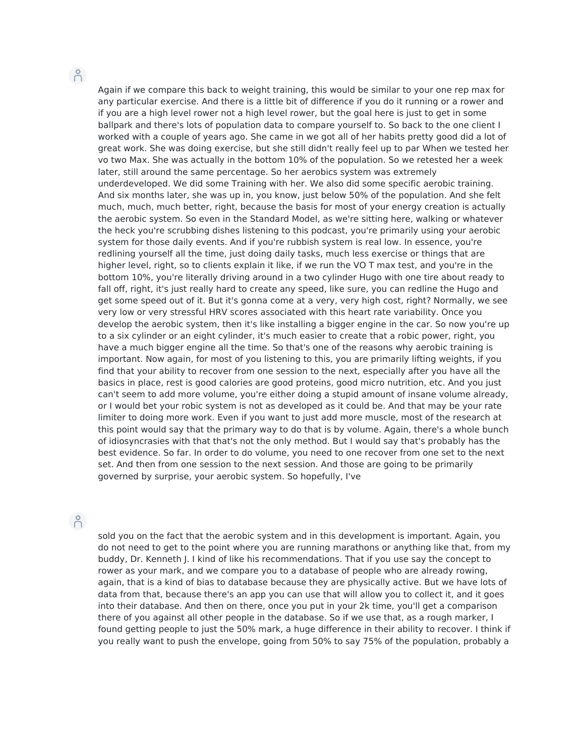Again if we compare this back to weight training, this would be similar to your one rep max for any particular exercise. And there is a little bit of difference if you do it running or a rower and if you are a high level rower not a high level rower, but the goal here is just to get in some ballpark and there's lots of population data to compare yourself to. So back to the one client I worked with a couple of years ago. She came in we got all of her habits pretty good did a lot of great work. She was doing exercise, but she still didn't really feel up to par When we tested her vo two Max. She was actually in the bottom 10% of the population. So we retested her a week later, still around the same percentage. So her aerobics system was extremely underdeveloped. We did some Training with her. We also did some specific aerobic training. And six months later, she was up in, you know, just below 50% of the population. And she felt much, much, much better, right, because the basis for most of your energy creation is actually the aerobic system. So even in the Standard Model, as we're sitting here, walking or whatever the heck you're scrubbing dishes listening to this podcast, you're primarily using your aerobic system for those daily events. And if you're rubbish system is real low. In essence, you're redlining yourself all the time, just doing daily tasks, much less exercise or things that are higher level, right, so to clients explain it like, if we run the VO T max test, and you're in the bottom 10%, you're literally driving around in a two cylinder Hugo with one tire about ready to fall off, right, it's just really hard to create any speed, like sure, you can redline the Hugo and get some speed out of it. But it's gonna come at a very, very high cost, right? Normally, we see very low or very stressful HRV scores associated with this heart rate variability. Once you develop the aerobic system, then it's like installing a bigger engine in the car. So now you're up to a six cylinder or an eight cylinder, it's much easier to create that a robic power, right, you have a much bigger engine all the time. So that's one of the reasons why aerobic training is important. Now again, for most of you listening to this, you are primarily lifting weights, if you find that your ability to recover from one session to the next, especially after you have all the basics in place, rest is good calories are good proteins, good micro nutrition, etc. And you just can't seem to add more volume, you're either doing a stupid amount of insane volume already, or I would bet your robic system is not as developed as it could be. And that may be your rate limiter to doing more work. Even if you want to just add more muscle, most of the research at this point would say that the primary way to do that is by volume. Again, there's a whole bunch of idiosyncrasies with that that's not the only method. But I would say that's probably has the best evidence. So far. In order to do volume, you need to one recover from one set to the next set. And then from one session to the next session. And those are going to be primarily governed by surprise, your aerobic system. So hopefully, I've

sold you on the fact that the aerobic system and in this development is important. Again, you do not need to get to the point where you are running marathons or anything like that, from my buddy, Dr. Kenneth J. I kind of like his recommendations. That if you use say the concept to rower as your mark, and we compare you to a database of people who are already rowing, again, that is a kind of bias to database because they are physically active. But we have lots of data from that, because there's an app you can use that will allow you to collect it, and it goes into their database. And then on there, once you put in your 2k time, you'll get a comparison there of you against all other people in the database. So if we use that, as a rough marker, I found getting people to just the 50% mark, a huge difference in their ability to recover. I think if you really want to push the envelope, going from 50% to say 75% of the population, probably a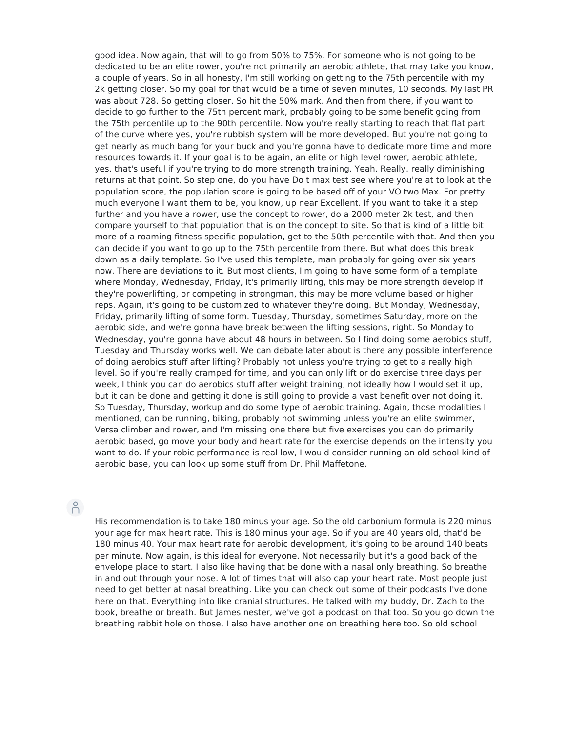good idea. Now again, that will to go from 50% to 75%. For someone who is not going to be dedicated to be an elite rower, you're not primarily an aerobic athlete, that may take you know, a couple of years. So in all honesty, I'm still working on getting to the 75th percentile with my 2k getting closer. So my goal for that would be a time of seven minutes, 10 seconds. My last PR was about 728. So getting closer. So hit the 50% mark. And then from there, if you want to decide to go further to the 75th percent mark, probably going to be some benefit going from the 75th percentile up to the 90th percentile. Now you're really starting to reach that flat part of the curve where yes, you're rubbish system will be more developed. But you're not going to get nearly as much bang for your buck and you're gonna have to dedicate more time and more resources towards it. If your goal is to be again, an elite or high level rower, aerobic athlete, yes, that's useful if you're trying to do more strength training. Yeah. Really, really diminishing returns at that point. So step one, do you have Do t max test see where you're at to look at the population score, the population score is going to be based off of your VO two Max. For pretty much everyone I want them to be, you know, up near Excellent. If you want to take it a step further and you have a rower, use the concept to rower, do a 2000 meter 2k test, and then compare yourself to that population that is on the concept to site. So that is kind of a little bit more of a roaming fitness specific population, get to the 50th percentile with that. And then you can decide if you want to go up to the 75th percentile from there. But what does this break down as a daily template. So I've used this template, man probably for going over six years now. There are deviations to it. But most clients, I'm going to have some form of a template where Monday, Wednesday, Friday, it's primarily lifting, this may be more strength develop if they're powerlifting, or competing in strongman, this may be more volume based or higher reps. Again, it's going to be customized to whatever they're doing. But Monday, Wednesday, Friday, primarily lifting of some form. Tuesday, Thursday, sometimes Saturday, more on the aerobic side, and we're gonna have break between the lifting sessions, right. So Monday to Wednesday, you're gonna have about 48 hours in between. So I find doing some aerobics stuff, Tuesday and Thursday works well. We can debate later about is there any possible interference of doing aerobics stuff after lifting? Probably not unless you're trying to get to a really high level. So if you're really cramped for time, and you can only lift or do exercise three days per week, I think you can do aerobics stuff after weight training, not ideally how I would set it up, but it can be done and getting it done is still going to provide a vast benefit over not doing it. So Tuesday, Thursday, workup and do some type of aerobic training. Again, those modalities I mentioned, can be running, biking, probably not swimming unless you're an elite swimmer, Versa climber and rower, and I'm missing one there but five exercises you can do primarily aerobic based, go move your body and heart rate for the exercise depends on the intensity you want to do. If your robic performance is real low, I would consider running an old school kind of aerobic base, you can look up some stuff from Dr. Phil Maffetone.

His recommendation is to take 180 minus your age. So the old carbonium formula is 220 minus your age for max heart rate. This is 180 minus your age. So if you are 40 years old, that'd be 180 minus 40. Your max heart rate for aerobic development, it's going to be around 140 beats per minute. Now again, is this ideal for everyone. Not necessarily but it's a good back of the envelope place to start. I also like having that be done with a nasal only breathing. So breathe in and out through your nose. A lot of times that will also cap your heart rate. Most people just need to get better at nasal breathing. Like you can check out some of their podcasts I've done here on that. Everything into like cranial structures. He talked with my buddy, Dr. Zach to the book, breathe or breath. But James nester, we've got a podcast on that too. So you go down the breathing rabbit hole on those, I also have another one on breathing here too. So old school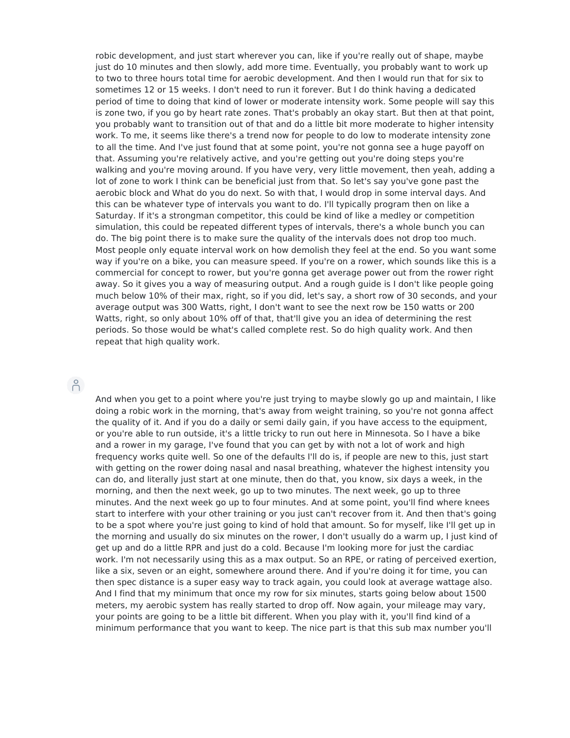robic development, and just start wherever you can, like if you're really out of shape, maybe just do 10 minutes and then slowly, add more time. Eventually, you probably want to work up to two to three hours total time for aerobic development. And then I would run that for six to sometimes 12 or 15 weeks. I don't need to run it forever. But I do think having a dedicated period of time to doing that kind of lower or moderate intensity work. Some people will say this is zone two, if you go by heart rate zones. That's probably an okay start. But then at that point, you probably want to transition out of that and do a little bit more moderate to higher intensity work. To me, it seems like there's a trend now for people to do low to moderate intensity zone to all the time. And I've just found that at some point, you're not gonna see a huge payoff on that. Assuming you're relatively active, and you're getting out you're doing steps you're walking and you're moving around. If you have very, very little movement, then yeah, adding a lot of zone to work I think can be beneficial just from that. So let's say you've gone past the aerobic block and What do you do next. So with that, I would drop in some interval days. And this can be whatever type of intervals you want to do. I'll typically program then on like a Saturday. If it's a strongman competitor, this could be kind of like a medley or competition simulation, this could be repeated different types of intervals, there's a whole bunch you can do. The big point there is to make sure the quality of the intervals does not drop too much. Most people only equate interval work on how demolish they feel at the end. So you want some way if you're on a bike, you can measure speed. If you're on a rower, which sounds like this is a commercial for concept to rower, but you're gonna get average power out from the rower right away. So it gives you a way of measuring output. And a rough guide is I don't like people going much below 10% of their max, right, so if you did, let's say, a short row of 30 seconds, and your average output was 300 Watts, right, I don't want to see the next row be 150 watts or 200 Watts, right, so only about 10% off of that, that'll give you an idea of determining the rest periods. So those would be what's called complete rest. So do high quality work. And then repeat that high quality work.

And when you get to a point where you're just trying to maybe slowly go up and maintain, I like doing a robic work in the morning, that's away from weight training, so you're not gonna affect the quality of it. And if you do a daily or semi daily gain, if you have access to the equipment, or you're able to run outside, it's a little tricky to run out here in Minnesota. So I have a bike and a rower in my garage, I've found that you can get by with not a lot of work and high frequency works quite well. So one of the defaults I'll do is, if people are new to this, just start with getting on the rower doing nasal and nasal breathing, whatever the highest intensity you can do, and literally just start at one minute, then do that, you know, six days a week, in the morning, and then the next week, go up to two minutes. The next week, go up to three minutes. And the next week go up to four minutes. And at some point, you'll find where knees start to interfere with your other training or you just can't recover from it. And then that's going to be a spot where you're just going to kind of hold that amount. So for myself, like I'll get up in the morning and usually do six minutes on the rower, I don't usually do a warm up, I just kind of get up and do a little RPR and just do a cold. Because I'm looking more for just the cardiac work. I'm not necessarily using this as a max output. So an RPE, or rating of perceived exertion, like a six, seven or an eight, somewhere around there. And if you're doing it for time, you can then spec distance is a super easy way to track again, you could look at average wattage also. And I find that my minimum that once my row for six minutes, starts going below about 1500 meters, my aerobic system has really started to drop off. Now again, your mileage may vary, your points are going to be a little bit different. When you play with it, you'll find kind of a minimum performance that you want to keep. The nice part is that this sub max number you'll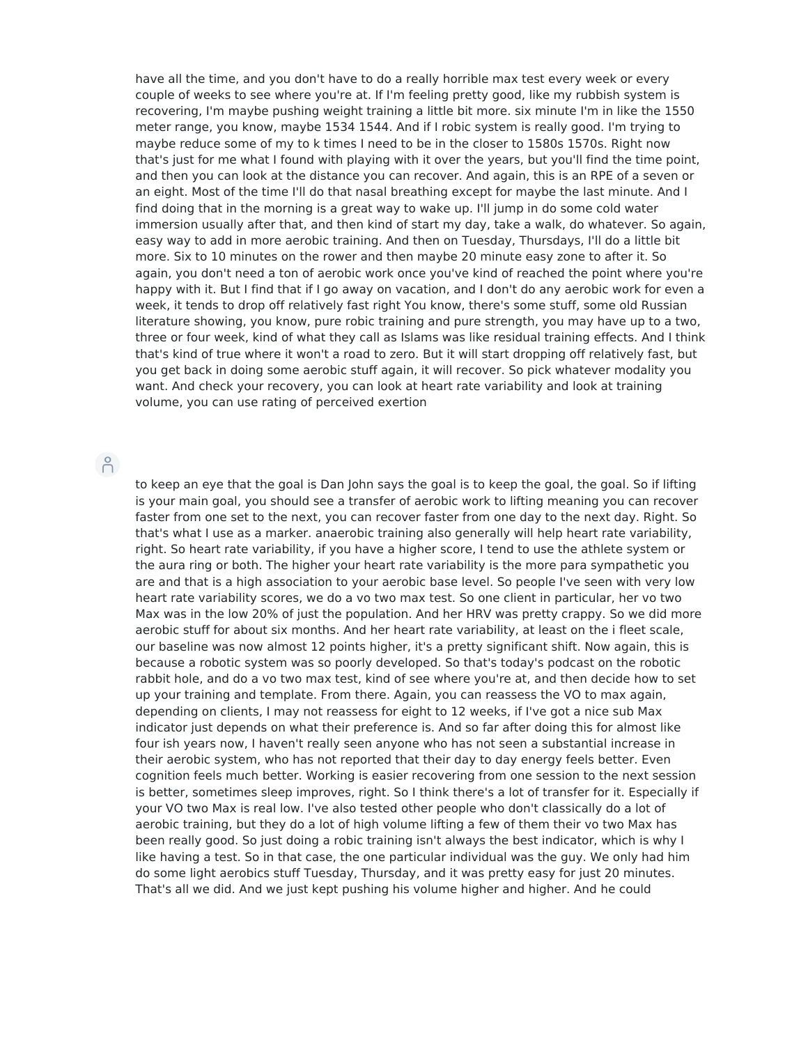have all the time, and you don't have to do a really horrible max test every week or every couple of weeks to see where you're at. If I'm feeling pretty good, like my rubbish system is recovering, I'm maybe pushing weight training a little bit more. six minute I'm in like the 1550 meter range, you know, maybe 1534 1544. And if I robic system is really good. I'm trying to maybe reduce some of my to k times I need to be in the closer to 1580s 1570s. Right now that's just for me what I found with playing with it over the years, but you'll find the time point, and then you can look at the distance you can recover. And again, this is an RPE of a seven or an eight. Most of the time I'll do that nasal breathing except for maybe the last minute. And I find doing that in the morning is a great way to wake up. I'll jump in do some cold water immersion usually after that, and then kind of start my day, take a walk, do whatever. So again, easy way to add in more aerobic training. And then on Tuesday, Thursdays, I'll do a little bit more. Six to 10 minutes on the rower and then maybe 20 minute easy zone to after it. So again, you don't need a ton of aerobic work once you've kind of reached the point where you're happy with it. But I find that if I go away on vacation, and I don't do any aerobic work for even a week, it tends to drop off relatively fast right You know, there's some stuff, some old Russian literature showing, you know, pure robic training and pure strength, you may have up to a two, three or four week, kind of what they call as Islams was like residual training effects. And I think that's kind of true where it won't a road to zero. But it will start dropping off relatively fast, but you get back in doing some aerobic stuff again, it will recover. So pick whatever modality you want. And check your recovery, you can look at heart rate variability and look at training volume, you can use rating of perceived exertion

to keep an eye that the goal is Dan John says the goal is to keep the goal, the goal. So if lifting is your main goal, you should see a transfer of aerobic work to lifting meaning you can recover faster from one set to the next, you can recover faster from one day to the next day. Right. So that's what I use as a marker. anaerobic training also generally will help heart rate variability, right. So heart rate variability, if you have a higher score, I tend to use the athlete system or the aura ring or both. The higher your heart rate variability is the more para sympathetic you are and that is a high association to your aerobic base level. So people I've seen with very low heart rate variability scores, we do a vo two max test. So one client in particular, her vo two Max was in the low 20% of just the population. And her HRV was pretty crappy. So we did more aerobic stuff for about six months. And her heart rate variability, at least on the i fleet scale, our baseline was now almost 12 points higher, it's a pretty significant shift. Now again, this is because a robotic system was so poorly developed. So that's today's podcast on the robotic rabbit hole, and do a vo two max test, kind of see where you're at, and then decide how to set up your training and template. From there. Again, you can reassess the VO to max again, depending on clients, I may not reassess for eight to 12 weeks, if I've got a nice sub Max indicator just depends on what their preference is. And so far after doing this for almost like four ish years now, I haven't really seen anyone who has not seen a substantial increase in their aerobic system, who has not reported that their day to day energy feels better. Even cognition feels much better. Working is easier recovering from one session to the next session is better, sometimes sleep improves, right. So I think there's a lot of transfer for it. Especially if your VO two Max is real low. I've also tested other people who don't classically do a lot of aerobic training, but they do a lot of high volume lifting a few of them their vo two Max has been really good. So just doing a robic training isn't always the best indicator, which is why I like having a test. So in that case, the one particular individual was the guy. We only had him do some light aerobics stuff Tuesday, Thursday, and it was pretty easy for just 20 minutes. That's all we did. And we just kept pushing his volume higher and higher. And he could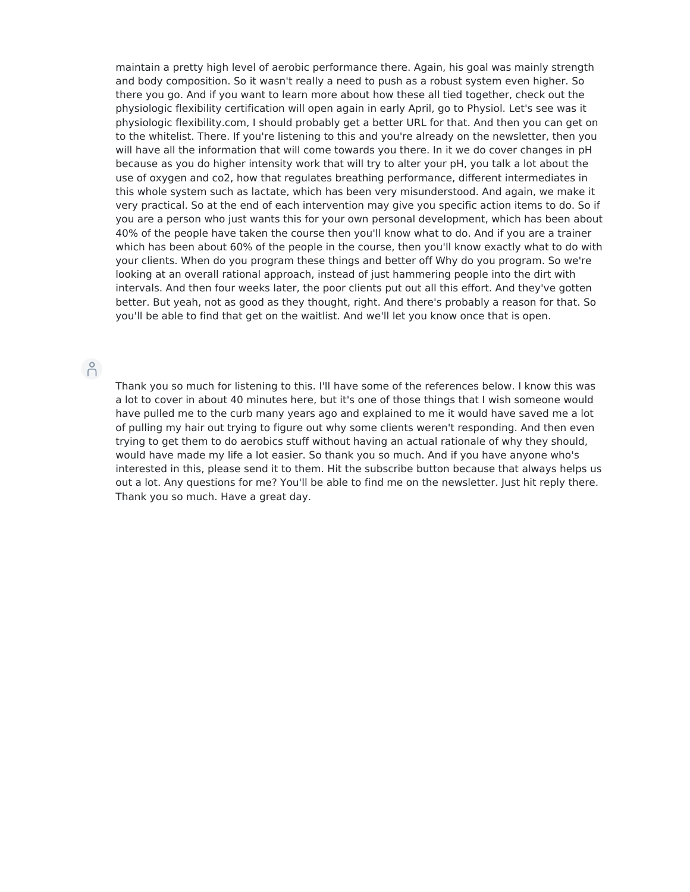maintain a pretty high level of aerobic performance there. Again, his goal was mainly strength and body composition. So it wasn't really a need to push as a robust system even higher. So there you go. And if you want to learn more about how these all tied together, check out the physiologic flexibility certification will open again in early April, go to Physiol. Let's see was it physiologic flexibility.com, I should probably get a better URL for that. And then you can get on to the whitelist. There. If you're listening to this and you're already on the newsletter, then you will have all the information that will come towards you there. In it we do cover changes in pH because as you do higher intensity work that will try to alter your pH, you talk a lot about the use of oxygen and co2, how that regulates breathing performance, different intermediates in this whole system such as lactate, which has been very misunderstood. And again, we make it very practical. So at the end of each intervention may give you specific action items to do. So if you are a person who just wants this for your own personal development, which has been about 40% of the people have taken the course then you'll know what to do. And if you are a trainer which has been about 60% of the people in the course, then you'll know exactly what to do with your clients. When do you program these things and better off Why do you program. So we're looking at an overall rational approach, instead of just hammering people into the dirt with intervals. And then four weeks later, the poor clients put out all this effort. And they've gotten better. But yeah, not as good as they thought, right. And there's probably a reason for that. So you'll be able to find that get on the waitlist. And we'll let you know once that is open.

Thank you so much for listening to this. I'll have some of the references below. I know this was a lot to cover in about 40 minutes here, but it's one of those things that I wish someone would have pulled me to the curb many years ago and explained to me it would have saved me a lot of pulling my hair out trying to figure out why some clients weren't responding. And then even trying to get them to do aerobics stuff without having an actual rationale of why they should, would have made my life a lot easier. So thank you so much. And if you have anyone who's interested in this, please send it to them. Hit the subscribe button because that always helps us out a lot. Any questions for me? You'll be able to find me on the newsletter. Just hit reply there. Thank you so much. Have a great day.